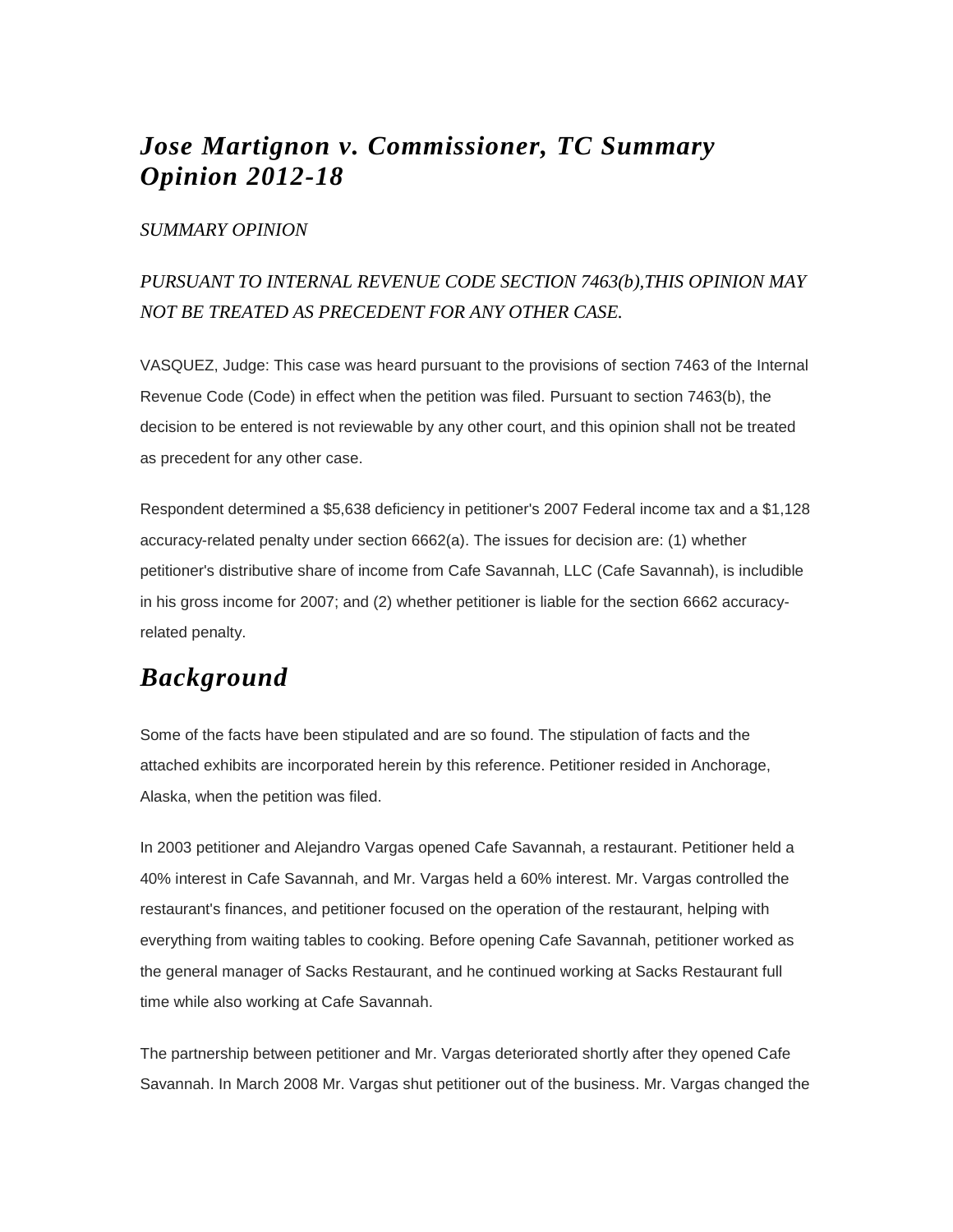# *Jose Martignon v. Commissioner, TC Summary Opinion 2012-18*

*SUMMARY OPINION*

*PURSUANT TO INTERNAL REVENUE CODE SECTION 7463(b),THIS OPINION MAY NOT BE TREATED AS PRECEDENT FOR ANY OTHER CASE.*

VASQUEZ, Judge: This case was heard pursuant to the provisions of section 7463 of the Internal Revenue Code (Code) in effect when the petition was filed. Pursuant to section 7463(b), the decision to be entered is not reviewable by any other court, and this opinion shall not be treated as precedent for any other case.

Respondent determined a $5,638 deficiency in petitioner's 2007 Federal income tax and a $1,128 accuracy-related penalty under section 6662(a). The issues for decision are: (1) whether petitioner's distributive share of income from Cafe Savannah, LLC (Cafe Savannah), is includible in his gross income for 2007; and (2) whether petitioner is liable for the section 6662 accuracy-related penalty.

## *Background*

Some of the facts have been stipulated and are so found. The stipulation of facts and the attached exhibits are incorporated herein by this reference. Petitioner resided in Anchorage, Alaska, when the petition was filed.

In 2003 petitioner and Alejandro Vargas opened Cafe Savannah, a restaurant. Petitioner held a 40% interest in Cafe Savannah, and Mr. Vargas held a 60% interest. Mr. Vargas controlled the restaurant's finances, and petitioner focused on the operation of the restaurant, helping with everything from waiting tables to cooking. Before opening Cafe Savannah, petitioner worked as the general manager of Sacks Restaurant, and he continued working at Sacks Restaurant full time while also working at Cafe Savannah.

The partnership between petitioner and Mr. Vargas deteriorated shortly after they opened Cafe Savannah. In March 2008 Mr. Vargas shut petitioner out of the business. Mr. Vargas changed the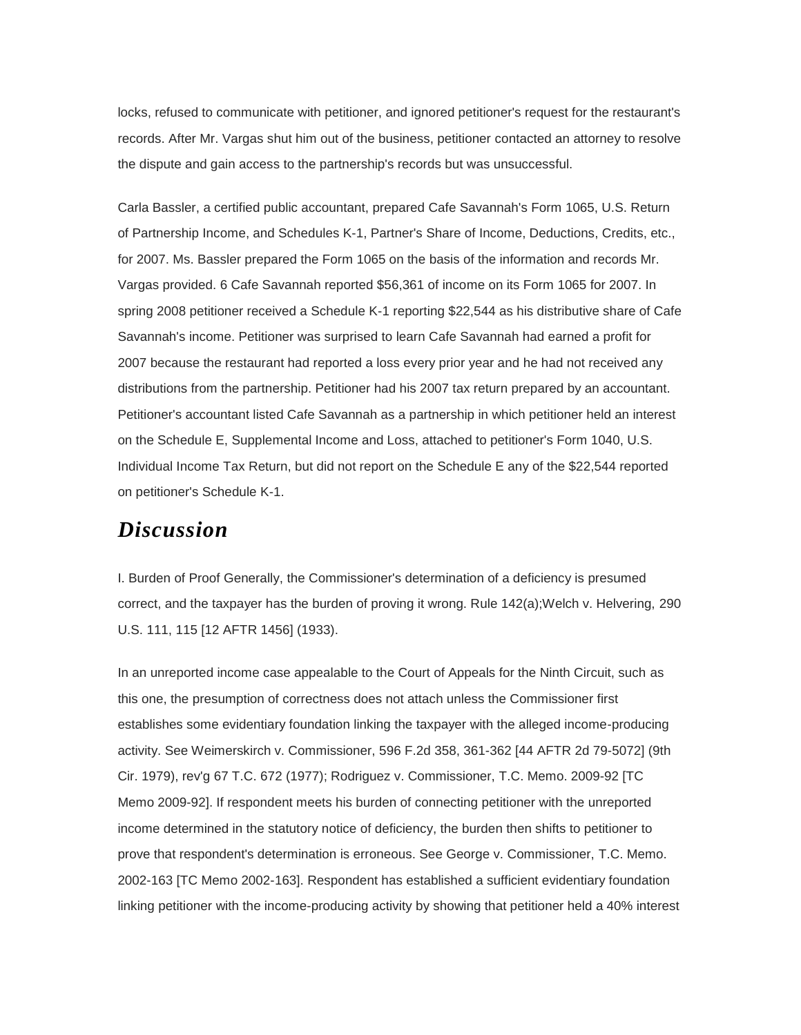locks, refused to communicate with petitioner, and ignored petitioner's request for the restaurant's records. After Mr. Vargas shut him out of the business, petitioner contacted an attorney to resolve the dispute and gain access to the partnership's records but was unsuccessful.

Carla Bassler, a certified public accountant, prepared Cafe Savannah's Form 1065, U.S. Return of Partnership Income, and Schedules K-1, Partner's Share of Income, Deductions, Credits, etc., for 2007. Ms. Bassler prepared the Form 1065 on the basis of the information and records Mr. Vargas provided. 6 Cafe Savannah reported $56,361 of income on its Form 1065 for 2007. In spring 2008 petitioner received a Schedule K-1 reporting $22,544 as his distributive share of Cafe Savannah's income. Petitioner was surprised to learn Cafe Savannah had earned a profit for 2007 because the restaurant had reported a loss every prior year and he had not received any distributions from the partnership. Petitioner had his 2007 tax return prepared by an accountant. Petitioner's accountant listed Cafe Savannah as a partnership in which petitioner held an interest on the Schedule E, Supplemental Income and Loss, attached to petitioner's Form 1040, U.S. Individual Income Tax Return, but did not report on the Schedule E any of the $22,544 reported on petitioner's Schedule K-1.

## *Discussion*

I. Burden of Proof Generally, the Commissioner's determination of a deficiency is presumed correct, and the taxpayer has the burden of proving it wrong. Rule 142(a);Welch v. Helvering, 290 U.S. 111, 115 [12 AFTR 1456] (1933).

In an unreported income case appealable to the Court of Appeals for the Ninth Circuit, such as this one, the presumption of correctness does not attach unless the Commissioner first establishes some evidentiary foundation linking the taxpayer with the alleged income-producing activity. See Weimerskirch v. Commissioner, 596 F.2d 358, 361-362 [44 AFTR 2d 79-5072] (9th Cir. 1979), rev'g 67 T.C. 672 (1977); Rodriguez v. Commissioner, T.C. Memo. 2009-92 [TC Memo 2009-92]. If respondent meets his burden of connecting petitioner with the unreported income determined in the statutory notice of deficiency, the burden then shifts to petitioner to prove that respondent's determination is erroneous. See George v. Commissioner, T.C. Memo. 2002-163 [TC Memo 2002-163]. Respondent has established a sufficient evidentiary foundation linking petitioner with the income-producing activity by showing that petitioner held a 40% interest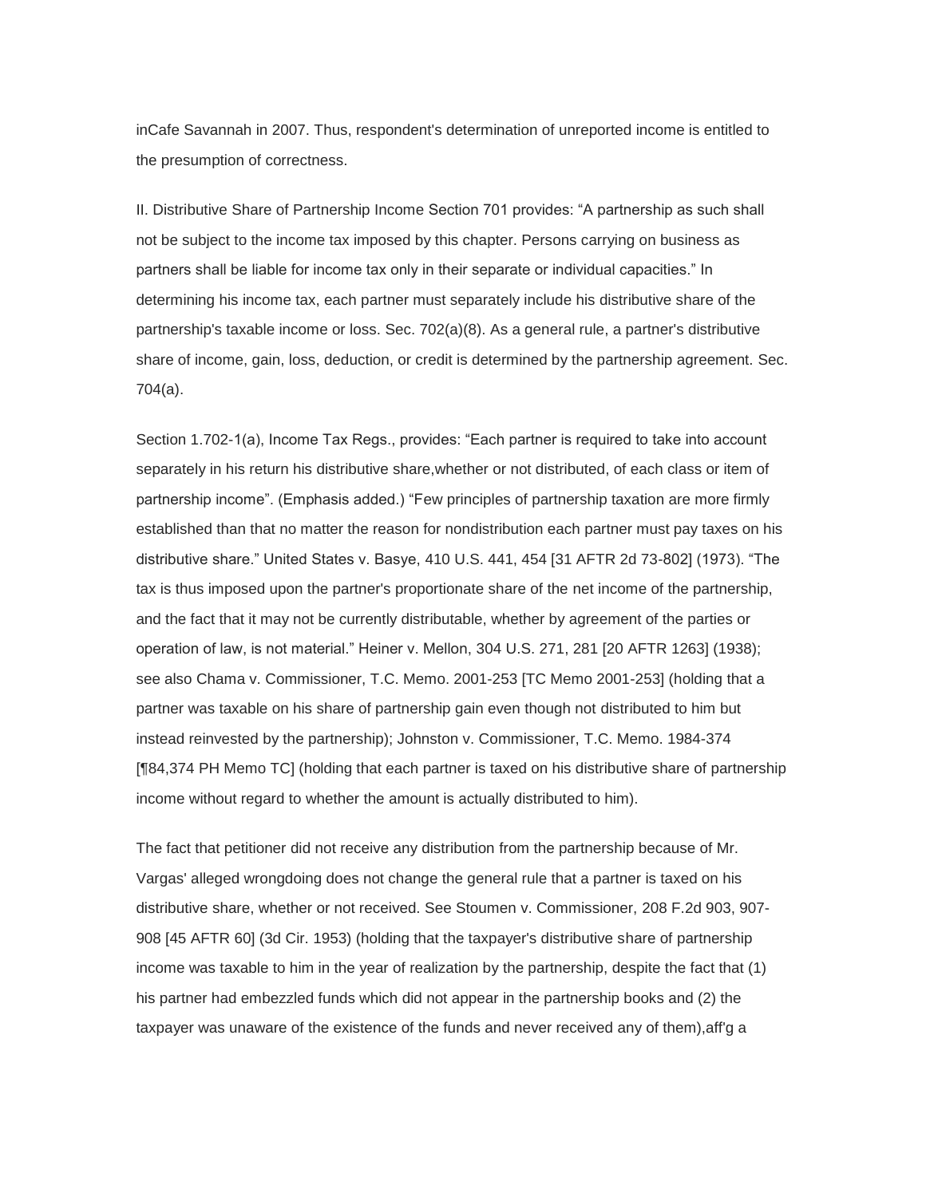inCafe Savannah in 2007. Thus, respondent's determination of unreported income is entitled to the presumption of correctness.

II. Distributive Share of Partnership Income Section 701 provides: “A partnership as such shall not be subject to the income tax imposed by this chapter. Persons carrying on business as partners shall be liable for income tax only in their separate or individual capacities.” In determining his income tax, each partner must separately include his distributive share of the partnership's taxable income or loss. Sec. 702(a)(8). As a general rule, a partner's distributive share of income, gain, loss, deduction, or credit is determined by the partnership agreement. Sec. 704(a).

Section 1.702-1(a), Income Tax Regs., provides: “Each partner is required to take into account separately in his return his distributive share,whether or not distributed, of each class or item of partnership income”. (Emphasis added.) “Few principles of partnership taxation are more firmly established than that no matter the reason for nondistribution each partner must pay taxes on his distributive share.” United States v. Basye, 410 U.S. 441, 454 [31 AFTR 2d 73-802] (1973). “The tax is thus imposed upon the partner's proportionate share of the net income of the partnership, and the fact that it may not be currently distributable, whether by agreement of the parties or operation of law, is not material.” Heiner v. Mellon, 304 U.S. 271, 281 [20 AFTR 1263] (1938); see also Chama v. Commissioner, T.C. Memo. 2001-253 [TC Memo 2001-253] (holding that a partner was taxable on his share of partnership gain even though not distributed to him but instead reinvested by the partnership); Johnston v. Commissioner, T.C. Memo. 1984-374 [¶84,374 PH Memo TC] (holding that each partner is taxed on his distributive share of partnership income without regard to whether the amount is actually distributed to him).

The fact that petitioner did not receive any distribution from the partnership because of Mr. Vargas' alleged wrongdoing does not change the general rule that a partner is taxed on his distributive share, whether or not received. See Stoumen v. Commissioner, 208 F.2d 903, 907-908 [45 AFTR 60] (3d Cir. 1953) (holding that the taxpayer's distributive share of partnership income was taxable to him in the year of realization by the partnership, despite the fact that (1) his partner had embezzled funds which did not appear in the partnership books and (2) the taxpayer was unaware of the existence of the funds and never received any of them),aff'g a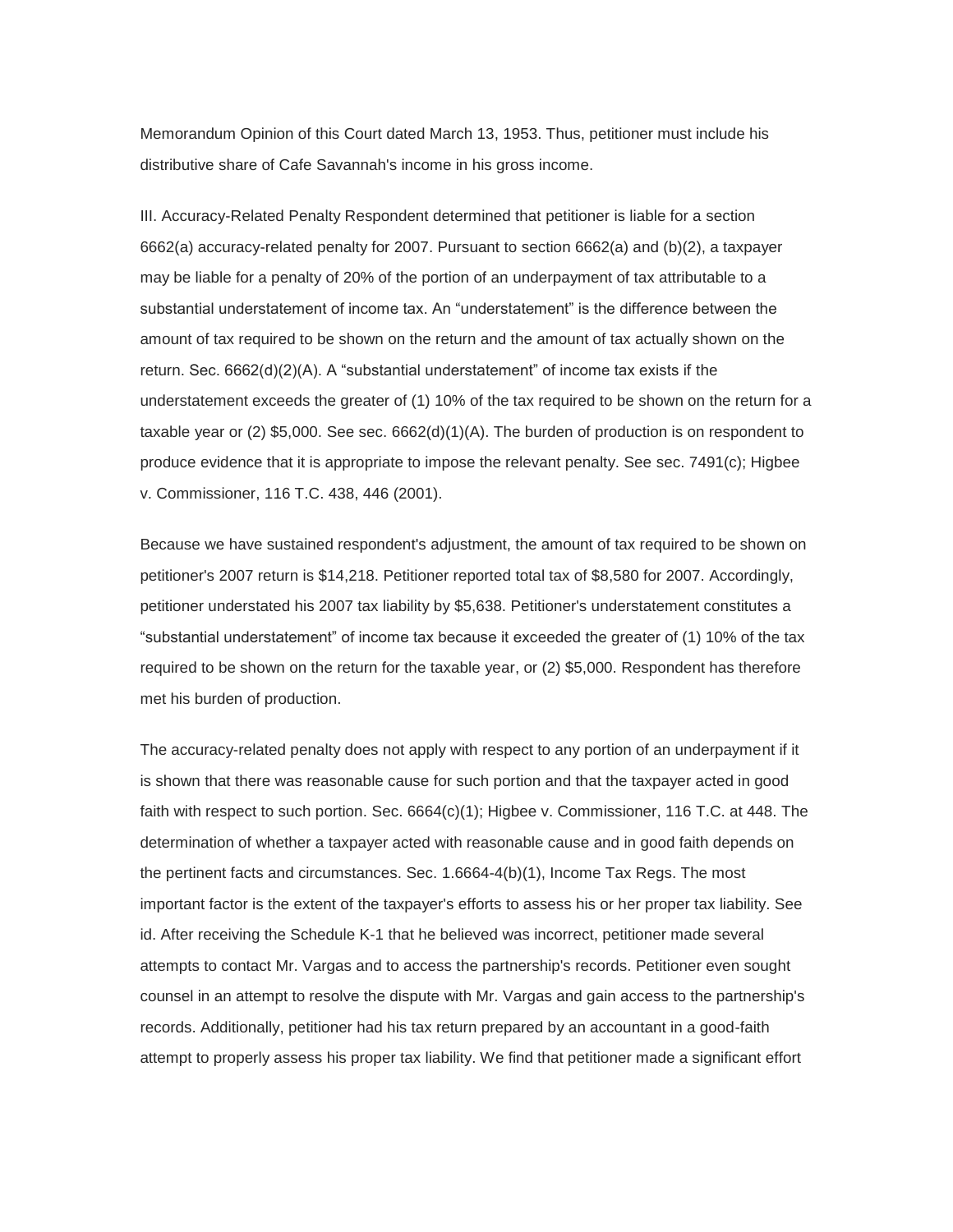Memorandum Opinion of this Court dated March 13, 1953. Thus, petitioner must include his distributive share of Cafe Savannah's income in his gross income.

III. Accuracy-Related Penalty Respondent determined that petitioner is liable for a section 6662(a) accuracy-related penalty for 2007. Pursuant to section 6662(a) and (b)(2), a taxpayer may be liable for a penalty of 20% of the portion of an underpayment of tax attributable to a substantial understatement of income tax. An "understatement" is the difference between the amount of tax required to be shown on the return and the amount of tax actually shown on the return. Sec. 6662(d)(2)(A). A "substantial understatement" of income tax exists if the understatement exceeds the greater of (1) 10% of the tax required to be shown on the return for a taxable year or (2) $5,000. See sec. 6662(d)(1)(A). The burden of production is on respondent to produce evidence that it is appropriate to impose the relevant penalty. See sec. 7491(c); Higbee v. Commissioner, 116 T.C. 438, 446 (2001).

Because we have sustained respondent's adjustment, the amount of tax required to be shown on petitioner's 2007 return is $14,218. Petitioner reported total tax of $8,580 for 2007. Accordingly, petitioner understated his 2007 tax liability by $5,638. Petitioner's understatement constitutes a "substantial understatement" of income tax because it exceeded the greater of (1) 10% of the tax required to be shown on the return for the taxable year, or (2) $5,000. Respondent has therefore met his burden of production.

The accuracy-related penalty does not apply with respect to any portion of an underpayment if it is shown that there was reasonable cause for such portion and that the taxpayer acted in good faith with respect to such portion. Sec. 6664(c)(1); Higbee v. Commissioner, 116 T.C. at 448. The determination of whether a taxpayer acted with reasonable cause and in good faith depends on the pertinent facts and circumstances. Sec. 1.6664-4(b)(1), Income Tax Regs. The most important factor is the extent of the taxpayer's efforts to assess his or her proper tax liability. See id. After receiving the Schedule K-1 that he believed was incorrect, petitioner made several attempts to contact Mr. Vargas and to access the partnership's records. Petitioner even sought counsel in an attempt to resolve the dispute with Mr. Vargas and gain access to the partnership's records. Additionally, petitioner had his tax return prepared by an accountant in a good-faith attempt to properly assess his proper tax liability. We find that petitioner made a significant effort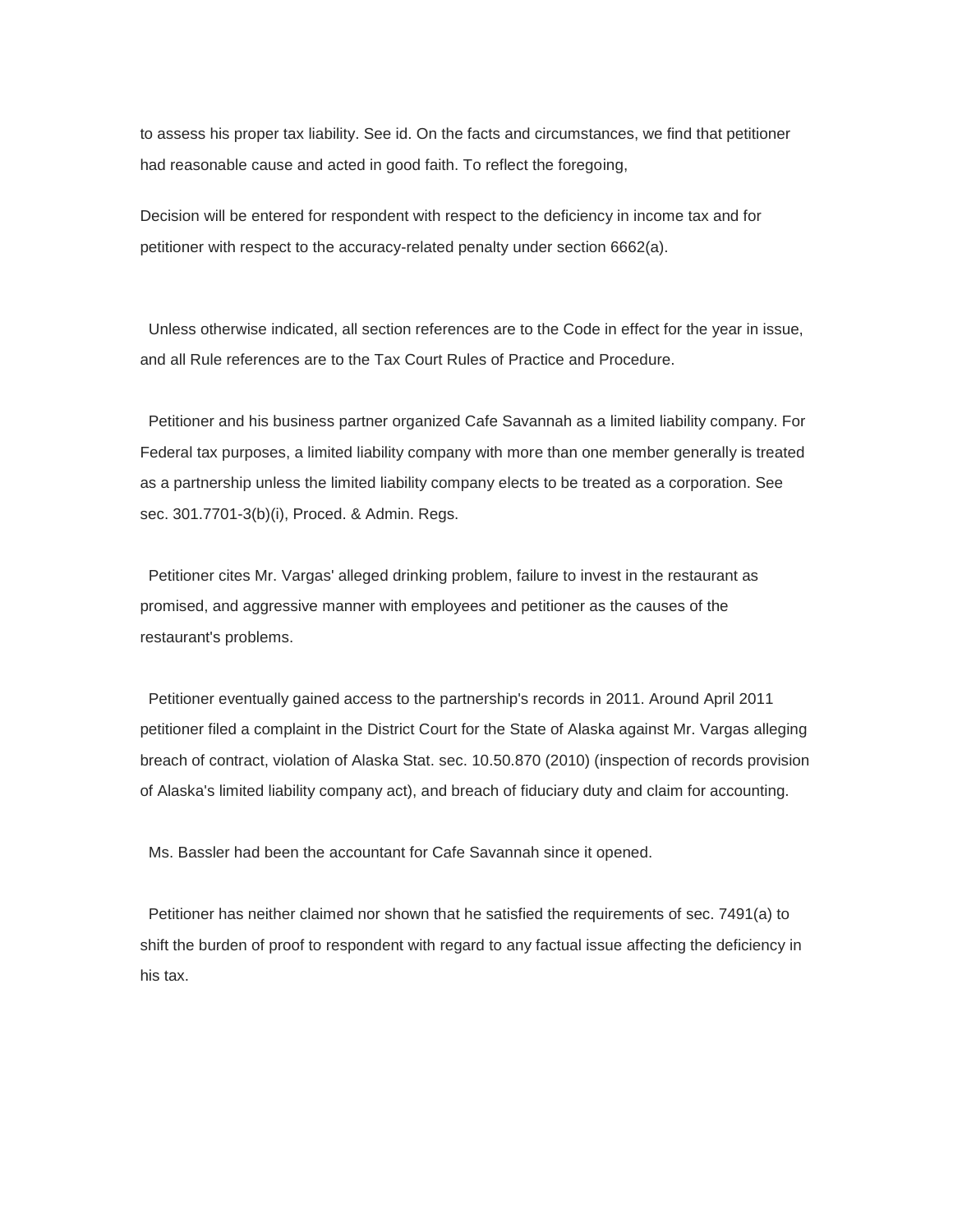to assess his proper tax liability. See id. On the facts and circumstances, we find that petitioner had reasonable cause and acted in good faith. To reflect the foregoing,

Decision will be entered for respondent with respect to the deficiency in income tax and for petitioner with respect to the accuracy-related penalty under section 6662(a).

Unless otherwise indicated, all section references are to the Code in effect for the year in issue, and all Rule references are to the Tax Court Rules of Practice and Procedure.

Petitioner and his business partner organized Cafe Savannah as a limited liability company. For Federal tax purposes, a limited liability company with more than one member generally is treated as a partnership unless the limited liability company elects to be treated as a corporation. See sec. 301.7701-3(b)(i), Proced. & Admin. Regs.

Petitioner cites Mr. Vargas' alleged drinking problem, failure to invest in the restaurant as promised, and aggressive manner with employees and petitioner as the causes of the restaurant's problems.

Petitioner eventually gained access to the partnership's records in 2011. Around April 2011 petitioner filed a complaint in the District Court for the State of Alaska against Mr. Vargas alleging breach of contract, violation of Alaska Stat. sec. 10.50.870 (2010) (inspection of records provision of Alaska's limited liability company act), and breach of fiduciary duty and claim for accounting.

Ms. Bassler had been the accountant for Cafe Savannah since it opened.

Petitioner has neither claimed nor shown that he satisfied the requirements of sec. 7491(a) to shift the burden of proof to respondent with regard to any factual issue affecting the deficiency in his tax.